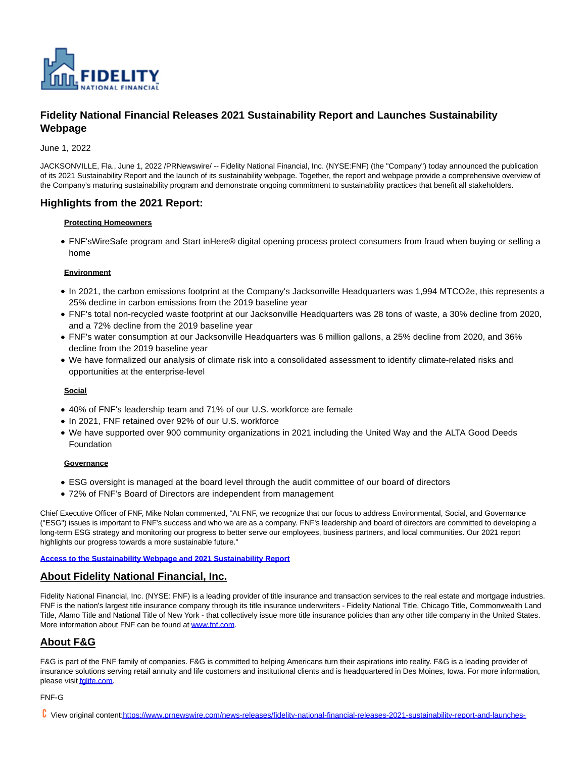# Fidelity National Financial Releases 2021 Sustainability Report and Launches Sustainability Webpage

June 1, 2022

JACKSONVILLE, Fla., June 1, 2022 /PRNewswire/ -- Fidelity National Financial, Inc. (NYSE:FNF) (the "Company") today announced the publication of its 2021 Sustainability Report and the launch of its sustainability webpage. Together, the report and webpage provide a comprehensive overview of the Company's maturing sustainability program and demonstrate ongoing commitment to sustainability practices that benefit all stakeholders.

## Highlights from the 2021 Report:

**Protecting Homeowners**

- FNF'sWireSafe program and Start inHere® digital opening process protect consumers from fraud when buying or selling a home

**Environment**

- In 2021, the carbon emissions footprint at the Company's Jacksonville Headquarters was 1,994 MTCO2e, this represents a 25% decline in carbon emissions from the 2019 baseline year
- FNF's total non-recycled waste footprint at our Jacksonville Headquarters was 28 tons of waste, a 30% decline from 2020, and a 72% decline from the 2019 baseline year
- FNF's water consumption at our Jacksonville Headquarters was 6 million gallons, a 25% decline from 2020, and 36% decline from the 2019 baseline year
- We have formalized our analysis of climate risk into a consolidated assessment to identify climate-related risks and opportunities at the enterprise-level

**Social**

- 40% of FNF's leadership team and 71% of our U.S. workforce are female
- In 2021, FNF retained over 92% of our U.S. workforce
- We have supported over 900 community organizations in 2021 including the United Way and the ALTA Good Deeds Foundation

**Governance**

- ESG oversight is managed at the board level through the audit committee of our board of directors
- 72% of FNF's Board of Directors are independent from management

Chief Executive Officer of FNF, Mike Nolan commented, "At FNF, we recognize that our focus to address Environmental, Social, and Governance ("ESG") issues is important to FNF's success and who we are as a company. FNF's leadership and board of directors are committed to developing a long-term ESG strategy and monitoring our progress to better serve our employees, business partners, and local communities. Our 2021 report highlights our progress towards a more sustainable future."

**Access to the Sustainability Webpage and 2021 Sustainability Report**

## About Fidelity National Financial, Inc.

Fidelity National Financial, Inc. (NYSE: FNF) is a leading provider of title insurance and transaction services to the real estate and mortgage industries. FNF is the nation's largest title insurance company through its title insurance underwriters - Fidelity National Title, Chicago Title, Commonwealth Land Title, Alamo Title and National Title of New York - that collectively issue more title insurance policies than any other title company in the United States. More information about FNF can be found at www.fnf.com.

## About F&G

F&G is part of the FNF family of companies. F&G is committed to helping Americans turn their aspirations into reality. F&G is a leading provider of insurance solutions serving retail annuity and life customers and institutional clients and is headquartered in Des Moines, Iowa. For more information, please visit fglife.com.

FNF-G

View original content:https://www.prnewswire.com/news-releases/fidelity-national-financial-releases-2021-sustainability-report-and-launches-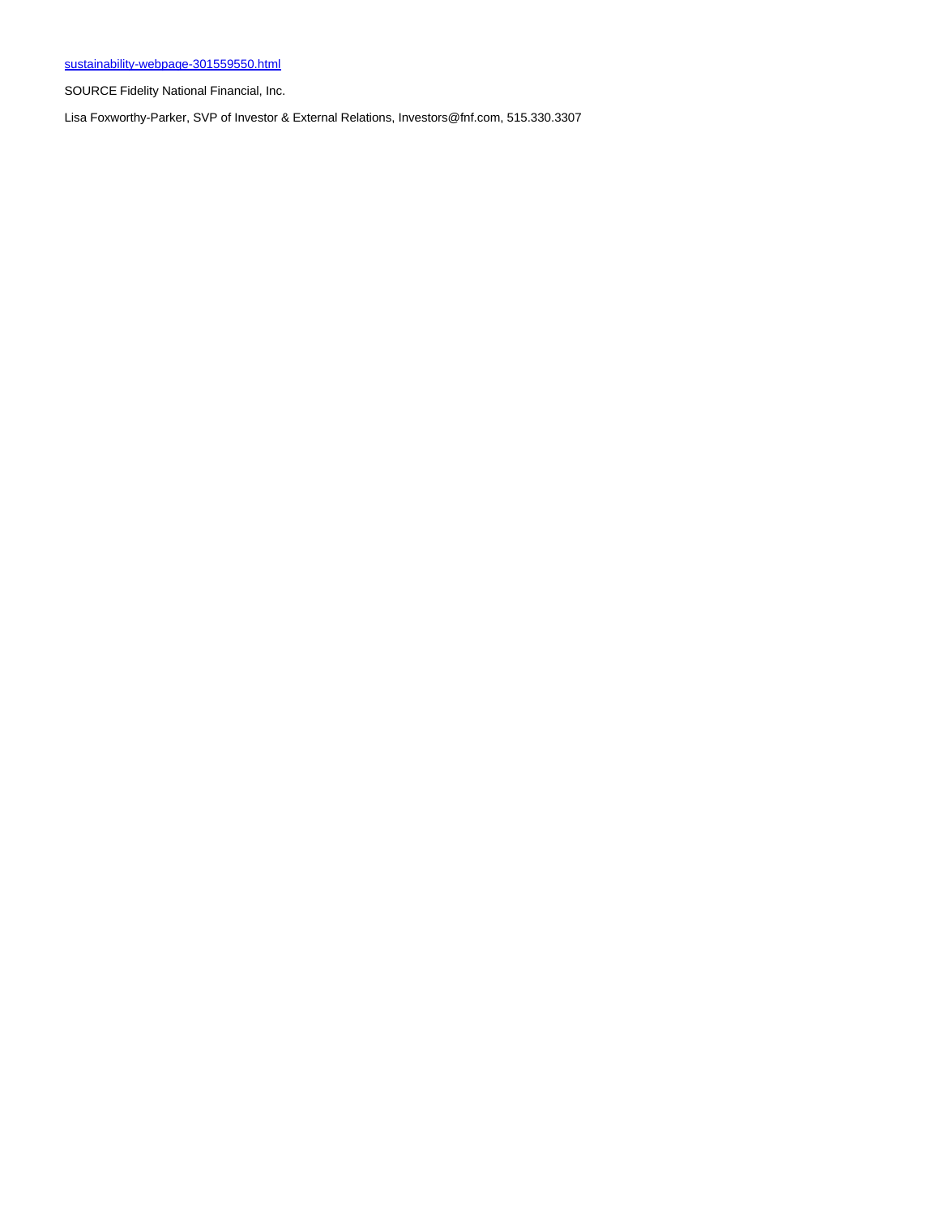sustainability-webpage-301559550.html

SOURCE Fidelity National Financial, Inc.

Lisa Foxworthy-Parker, SVP of Investor & External Relations, Investors@fnf.com, 515.330.3307